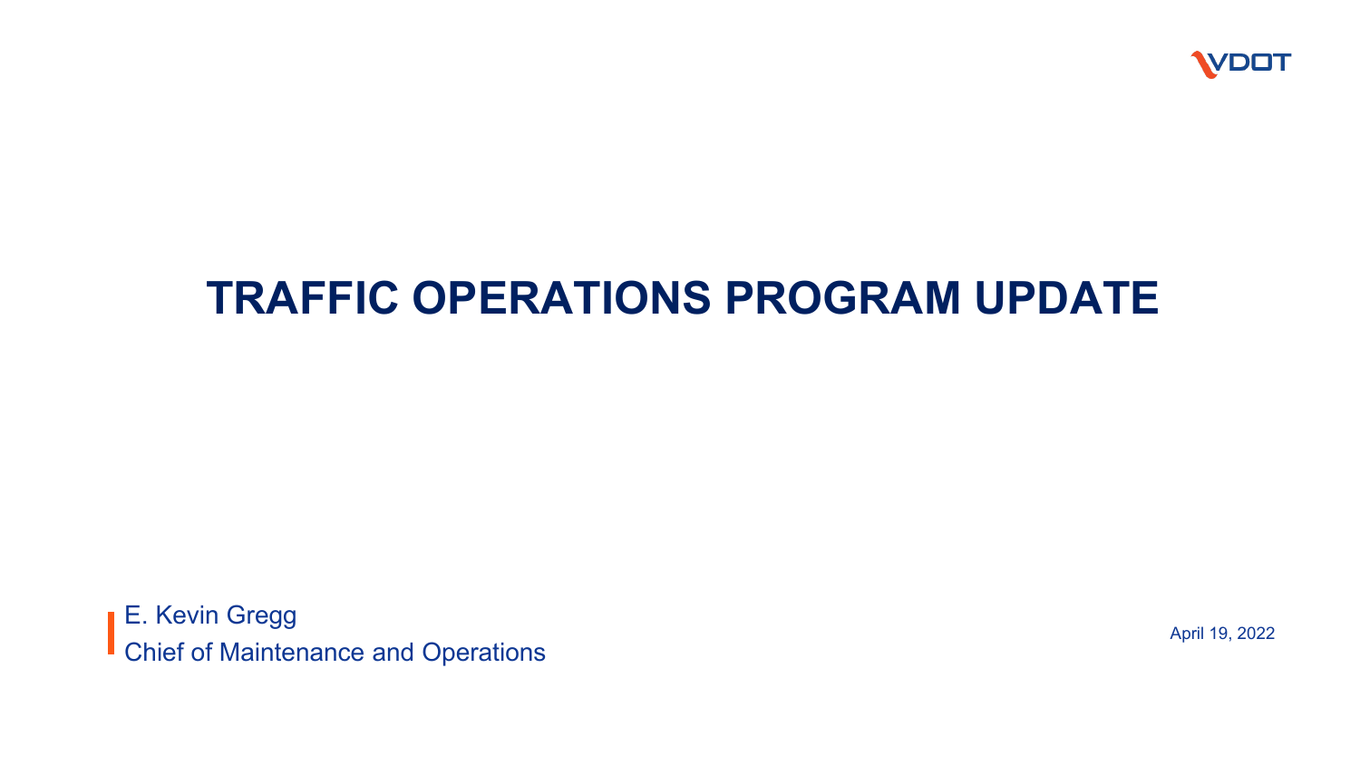VDOT

# TRAFFIC OPERATIONS PROGRAM UPDATE

E. Kevin Gregg
Chief of Maintenance and Operations

April 19, 2022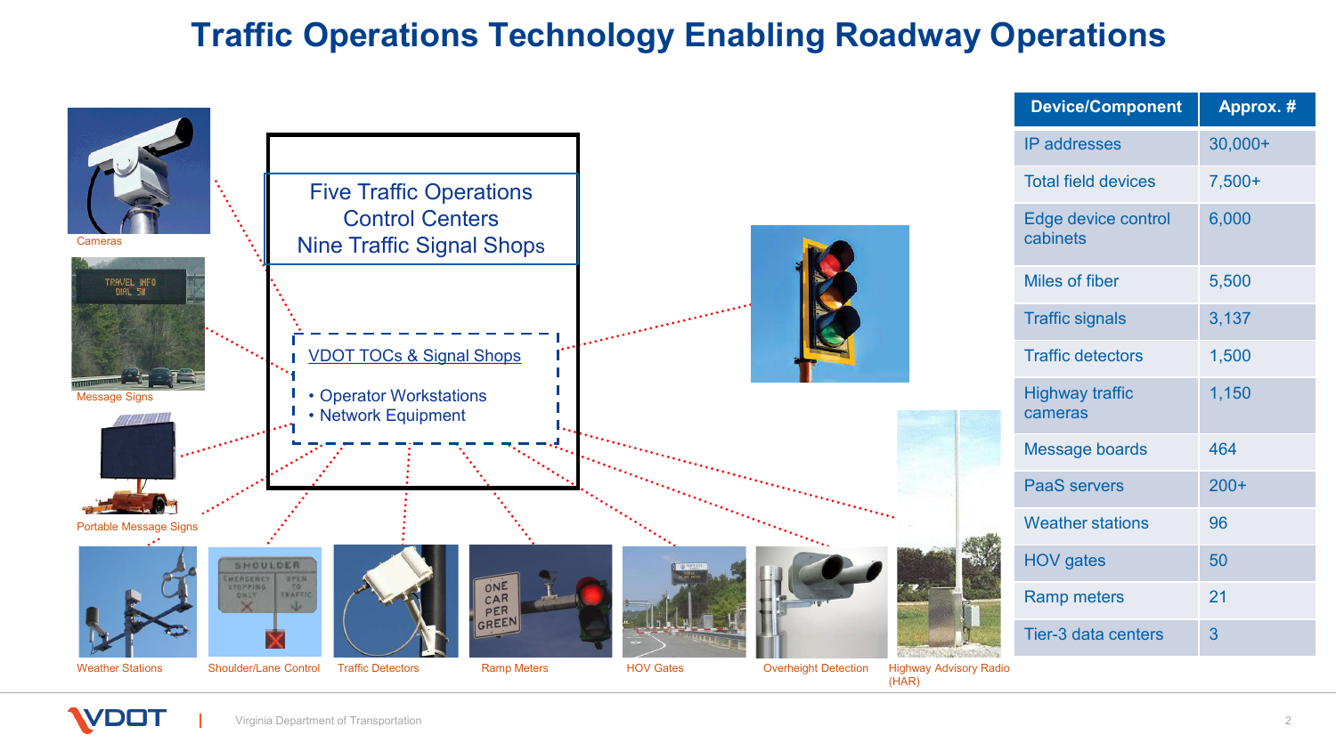# Traffic Operations Technology Enabling Roadway Operations

Cameras

Message Signs

Portable Message Signs

Five Traffic Operations Control Centers
Nine Traffic Signal Shops

VDOT TOCs & Signal Shops

- Operator Workstations
- Network Equipment

Weather Stations | Shoulder/Lane Control | Traffic Detectors | Ramp Meters | HOV Gates | Overheight Detection | Highway Advisory Radio (HAR)

| Device/Component | Approx. # |
|---|---|
| IP addresses | 30,000+ |
| Total field devices | 7,500+ |
| Edge device control cabinets | 6,000 |
| Miles of fiber | 5,500 |
| Traffic signals | 3,137 |
| Traffic detectors | 1,500 |
| Highway traffic cameras | 1,150 |
| Message boards | 464 |
| PaaS servers | 200+ |
| Weather stations | 96 |
| HOV gates | 50 |
| Ramp meters | 21 |
| Tier-3 data centers | 3 |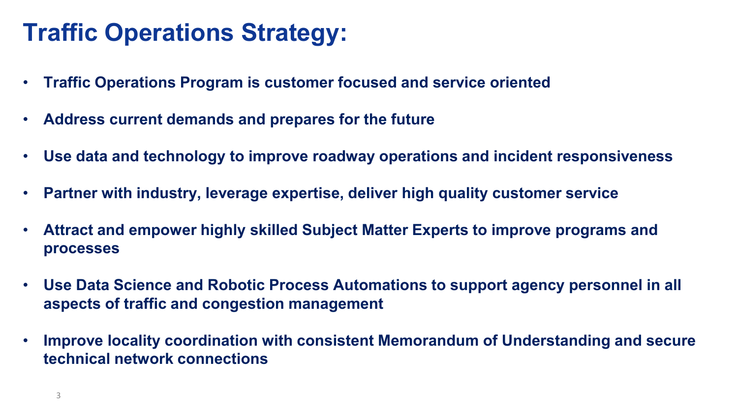# Traffic Operations Strategy:

- **Traffic Operations Program is customer focused and service oriented**
- **Address current demands and prepares for the future**
- **Use data and technology to improve roadway operations and incident responsiveness**
- **Partner with industry, leverage expertise, deliver high quality customer service**
- **Attract and empower highly skilled Subject Matter Experts to improve programs and processes**
- **Use Data Science and Robotic Process Automations to support agency personnel in all aspects of traffic and congestion management**
- **Improve locality coordination with consistent Memorandum of Understanding and secure technical network connections**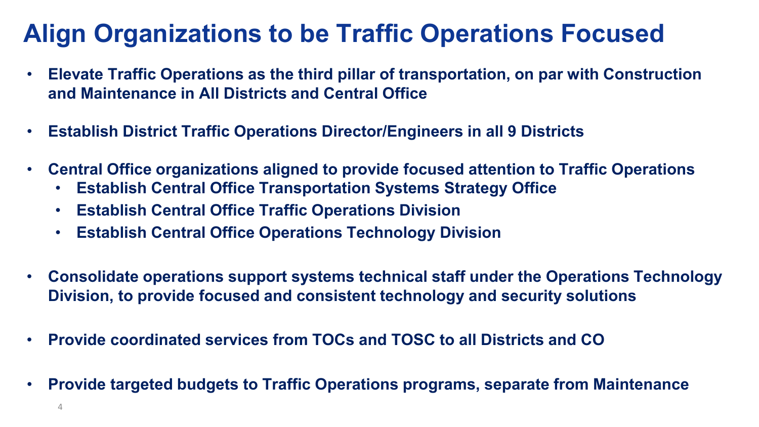# Align Organizations to be Traffic Operations Focused

- **Elevate Traffic Operations as the third pillar of transportation, on par with Construction and Maintenance in All Districts and Central Office**
- **Establish District Traffic Operations Director/Engineers in all 9 Districts**
- **Central Office organizations aligned to provide focused attention to Traffic Operations**
  - **Establish Central Office Transportation Systems Strategy Office**
  - **Establish Central Office Traffic Operations Division**
  - **Establish Central Office Operations Technology Division**
- **Consolidate operations support systems technical staff under the Operations Technology Division, to provide focused and consistent technology and security solutions**
- **Provide coordinated services from TOCs and TOSC to all Districts and CO**
- **Provide targeted budgets to Traffic Operations programs, separate from Maintenance**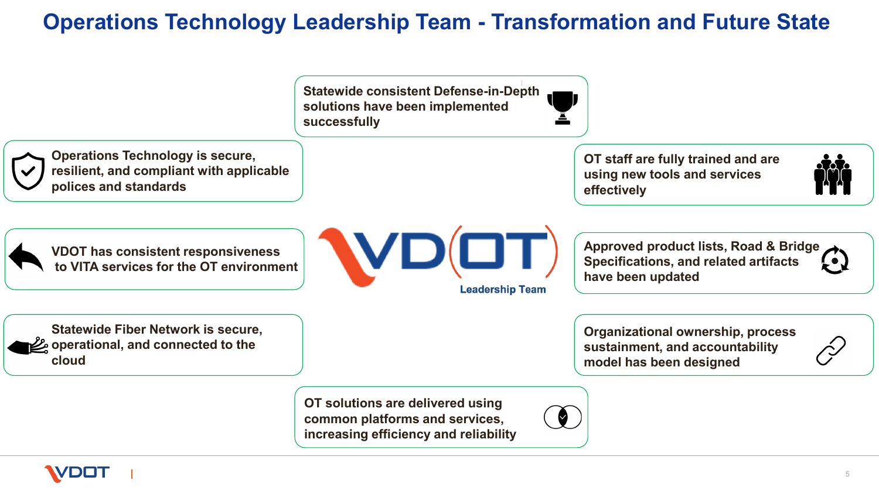# Operations Technology Leadership Team - Transformation and Future State

- Statewide consistent Defense-in-Depth solutions have been implemented successfully
- Operations Technology is secure, resilient, and compliant with applicable polices and standards
- OT staff are fully trained and are using new tools and services effectively
- VDOT has consistent responsiveness to VITA services for the OT environment
- Approved product lists, Road & Bridge Specifications, and related artifacts have been updated
- Statewide Fiber Network is secure, operational, and connected to the cloud
- Organizational ownership, process sustainment, and accountability model has been designed
- OT solutions are delivered using common platforms and services, increasing efficiency and reliability

VDOT Leadership Team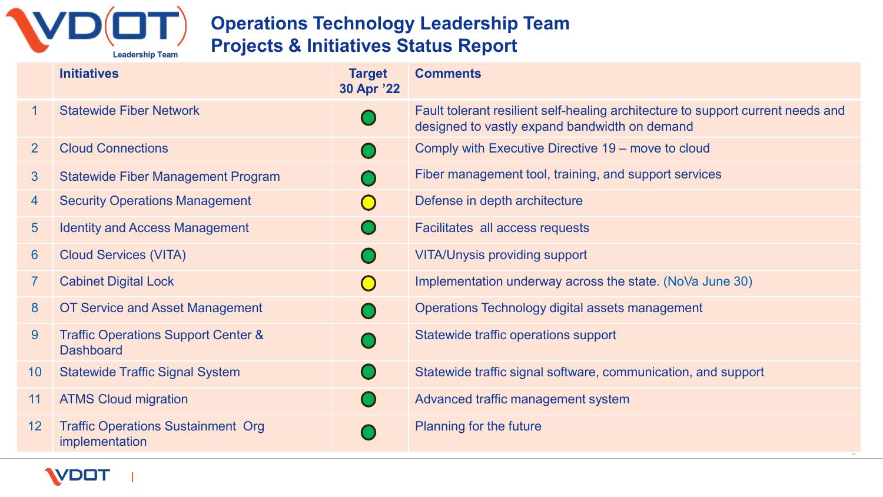# Operations Technology Leadership Team
## Projects & Initiatives Status Report

| | Initiatives | Target 30 Apr '22 | Comments |
|---|---|---|---|
| 1 | Statewide Fiber Network | Green | Fault tolerant resilient self-healing architecture to support current needs and designed to vastly expand bandwidth on demand |
| 2 | Cloud Connections | Green | Comply with Executive Directive 19 – move to cloud |
| 3 | Statewide Fiber Management Program | Green | Fiber management tool, training, and support services |
| 4 | Security Operations Management | Yellow | Defense in depth architecture |
| 5 | Identity and Access Management | Green | Facilitates all access requests |
| 6 | Cloud Services (VITA) | Green | VITA/Unysis providing support |
| 7 | Cabinet Digital Lock | Yellow | Implementation underway across the state. (NoVa June 30) |
| 8 | OT Service and Asset Management | Green | Operations Technology digital assets management |
| 9 | Traffic Operations Support Center & Dashboard | Green | Statewide traffic operations support |
| 10 | Statewide Traffic Signal System | Green | Statewide traffic signal software, communication, and support |
| 11 | ATMS Cloud migration | Green | Advanced traffic management system |
| 12 | Traffic Operations Sustainment Org implementation | Green | Planning for the future |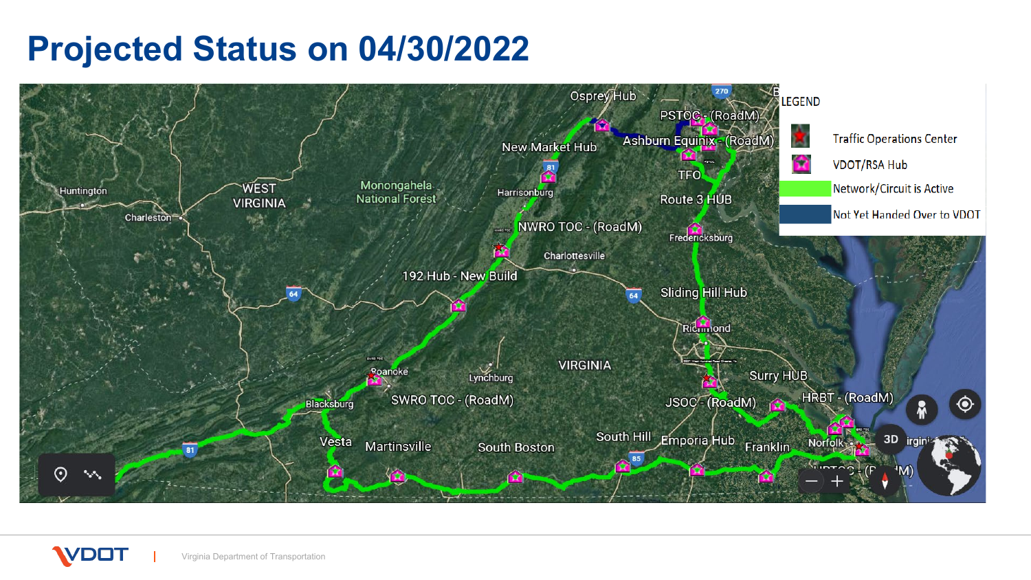# Projected Status on 04/30/2022

LEGEND

- Traffic Operations Center
- VDOT/RSA Hub
- Network/Circuit is Active
- Not Yet Handed Over to VDOT

Osprey Hub

PSTOC - (RoadM)

Ashburn Equinix - (RoadM)

New Market Hub

TFO

Route 3 HUB

Harrisonburg

NWRO TOC - (RoadM)

Fredericksburg

Charlottesville

192 Hub - New Build

Sliding Hill Hub

Richmond

Huntington

WEST VIRGINIA

Charleston

Monongahela National Forest

VIRGINIA

Roanoke

Lynchburg

Surry HUB

Blacksburg

SWRO TOC - (RoadM)

JSOC - (RoadM)

HRBT - (RoadM)

Vesta

Martinsville

South Boston

South Hill

Emporia Hub

Franklin

Norfolk

Virginia Department of Transportation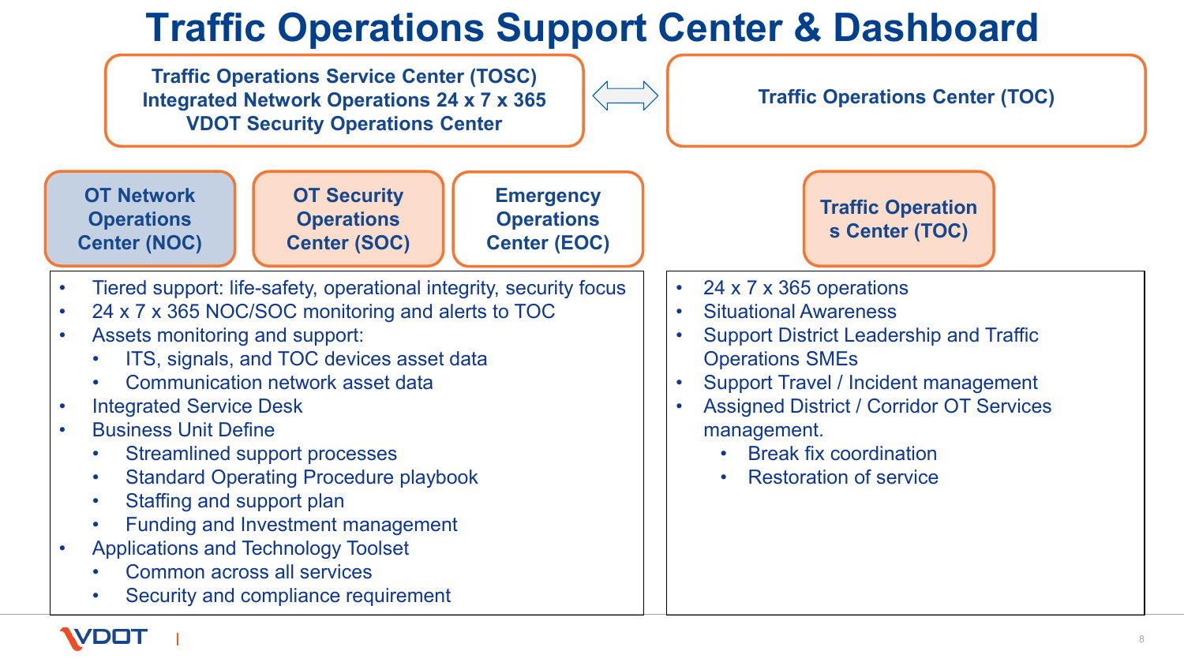# Traffic Operations Support Center & Dashboard

**Traffic Operations Service Center (TOSC)**
**Integrated Network Operations 24 x 7 x 365**
**VDOT Security Operations Center**

⇔

**Traffic Operations Center (TOC)**

**OT Network Operations Center (NOC)** | **OT Security Operations Center (SOC)** | **Emergency Operations Center (EOC)**

- Tiered support: life-safety, operational integrity, security focus
- 24 x 7 x 365 NOC/SOC monitoring and alerts to TOC
- Assets monitoring and support:
  - ITS, signals, and TOC devices asset data
  - Communication network asset data
- Integrated Service Desk
- Business Unit Define
  - Streamlined support processes
  - Standard Operating Procedure playbook
  - Staffing and support plan
  - Funding and Investment management
- Applications and Technology Toolset
  - Common across all services
  - Security and compliance requirement

**Traffic Operations Center (TOC)**

- 24 x 7 x 365 operations
- Situational Awareness
- Support District Leadership and Traffic Operations SMEs
- Support Travel / Incident management
- Assigned District / Corridor OT Services management.
  - Break fix coordination
  - Restoration of service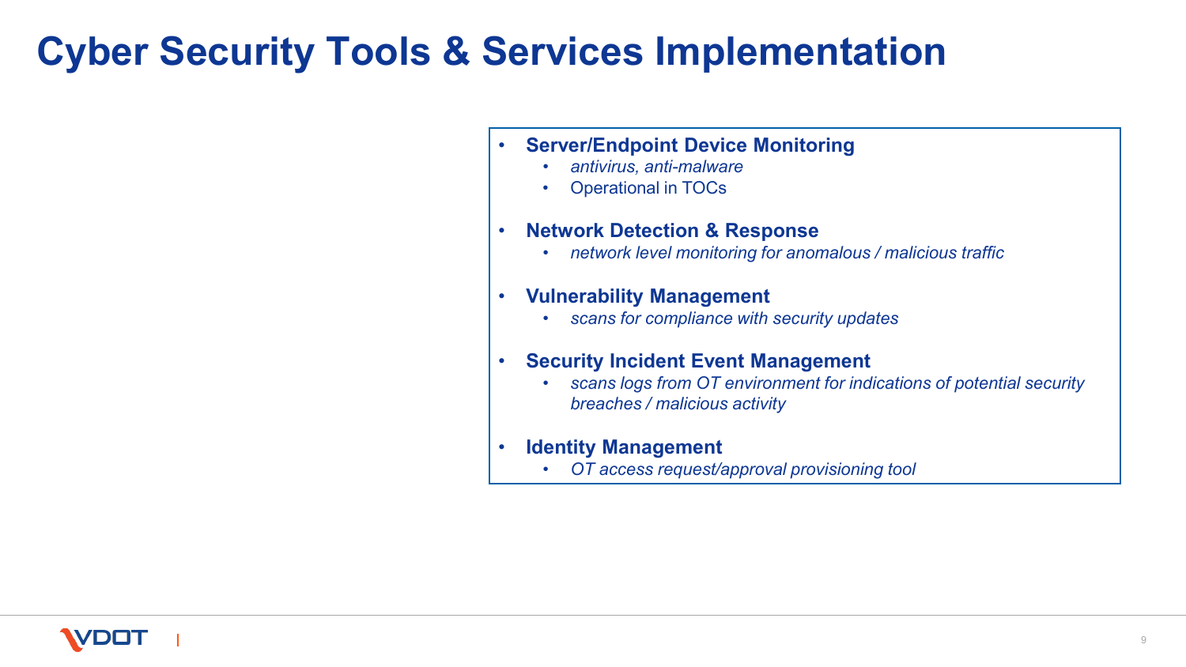# Cyber Security Tools & Services Implementation

- **Server/Endpoint Device Monitoring**
  - *antivirus, anti-malware*
  - Operational in TOCs
- **Network Detection & Response**
  - *network level monitoring for anomalous / malicious traffic*
- **Vulnerability Management**
  - *scans for compliance with security updates*
- **Security Incident Event Management**
  - *scans logs from OT environment for indications of potential security breaches / malicious activity*
- **Identity Management**
  - *OT access request/approval provisioning tool*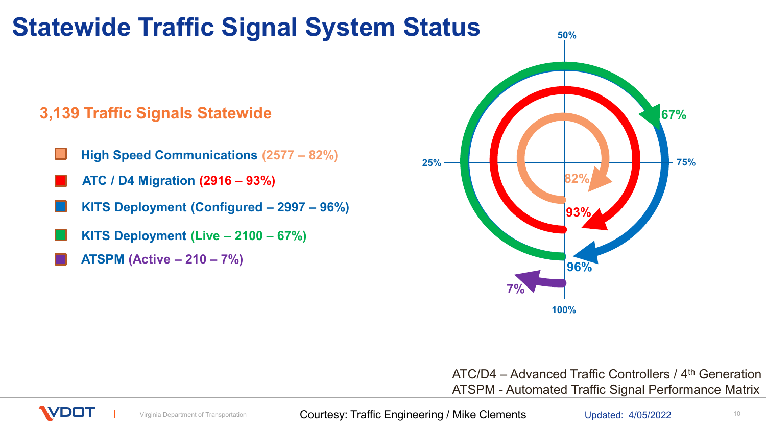# Statewide Traffic Signal System Status

## 3,139 Traffic Signals Statewide

- **High Speed Communications (2577 – 82%)**
- **ATC / D4 Migration (2916 – 93%)**
- **KITS Deployment (Configured – 2997 – 96%)**
- **KITS Deployment (Live – 2100 – 67%)**
- **ATSPM (Active – 210 – 7%)**

ATC/D4 – Advanced Traffic Controllers / 4th Generation
ATSPM - Automated Traffic Signal Performance Matrix

Courtesy: Traffic Engineering / Mike Clements

Updated: 4/05/2022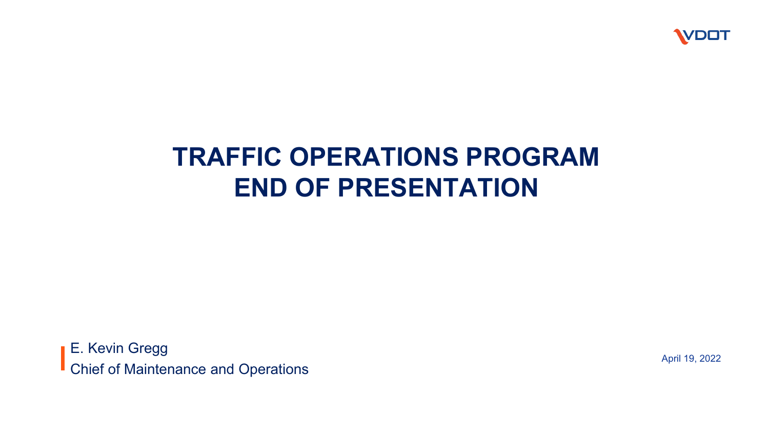VDOT

# TRAFFIC OPERATIONS PROGRAM
# END OF PRESENTATION

E. Kevin Gregg
Chief of Maintenance and Operations

April 19, 2022